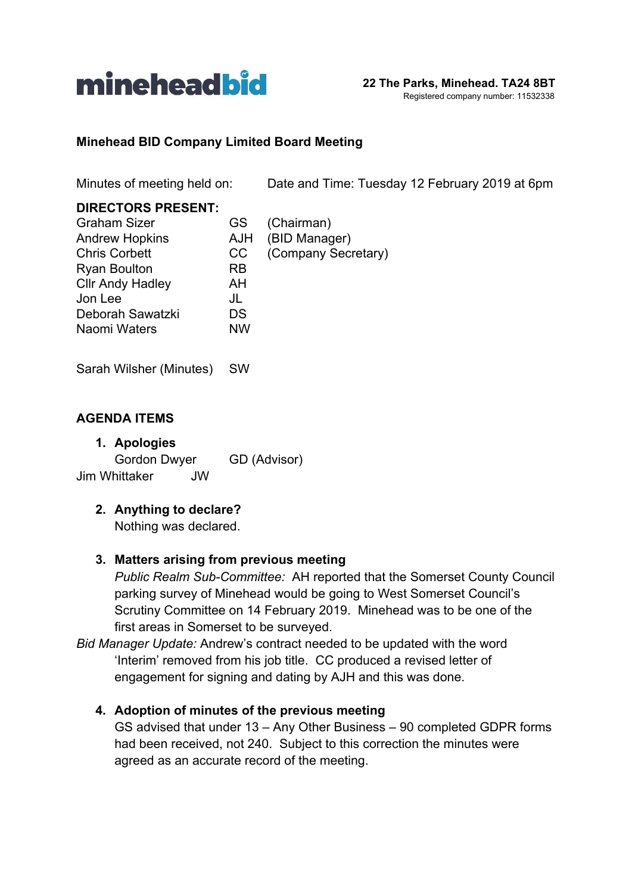**mineheadbid**

**22 The Parks, Minehead. TA24 8BT**
Registered company number: 11532338

**Minehead BID Company Limited Board Meeting**

Minutes of meeting held on: Date and Time: Tuesday 12 February 2019 at 6pm

**DIRECTORS PRESENT:**

| | | |
|---|---|---|
| Graham Sizer | GS | (Chairman) |
| Andrew Hopkins | AJH | (BID Manager) |
| Chris Corbett | CC | (Company Secretary) |
| Ryan Boulton | RB | |
| Cllr Andy Hadley | AH | |
| Jon Lee | JL | |
| Deborah Sawatzki | DS | |
| Naomi Waters | NW | |

Sarah Wilsher (Minutes) SW

**AGENDA ITEMS**

1. **Apologies**
   Gordon Dwyer GD (Advisor)
   Jim Whittaker JW

2. **Anything to declare?**
   Nothing was declared.

3. **Matters arising from previous meeting**
   *Public Realm Sub-Committee:* AH reported that the Somerset County Council parking survey of Minehead would be going to West Somerset Council's Scrutiny Committee on 14 February 2019. Minehead was to be one of the first areas in Somerset to be surveyed.

   *Bid Manager Update:* Andrew's contract needed to be updated with the word 'Interim' removed from his job title. CC produced a revised letter of engagement for signing and dating by AJH and this was done.

4. **Adoption of minutes of the previous meeting**
   GS advised that under 13 – Any Other Business – 90 completed GDPR forms had been received, not 240. Subject to this correction the minutes were agreed as an accurate record of the meeting.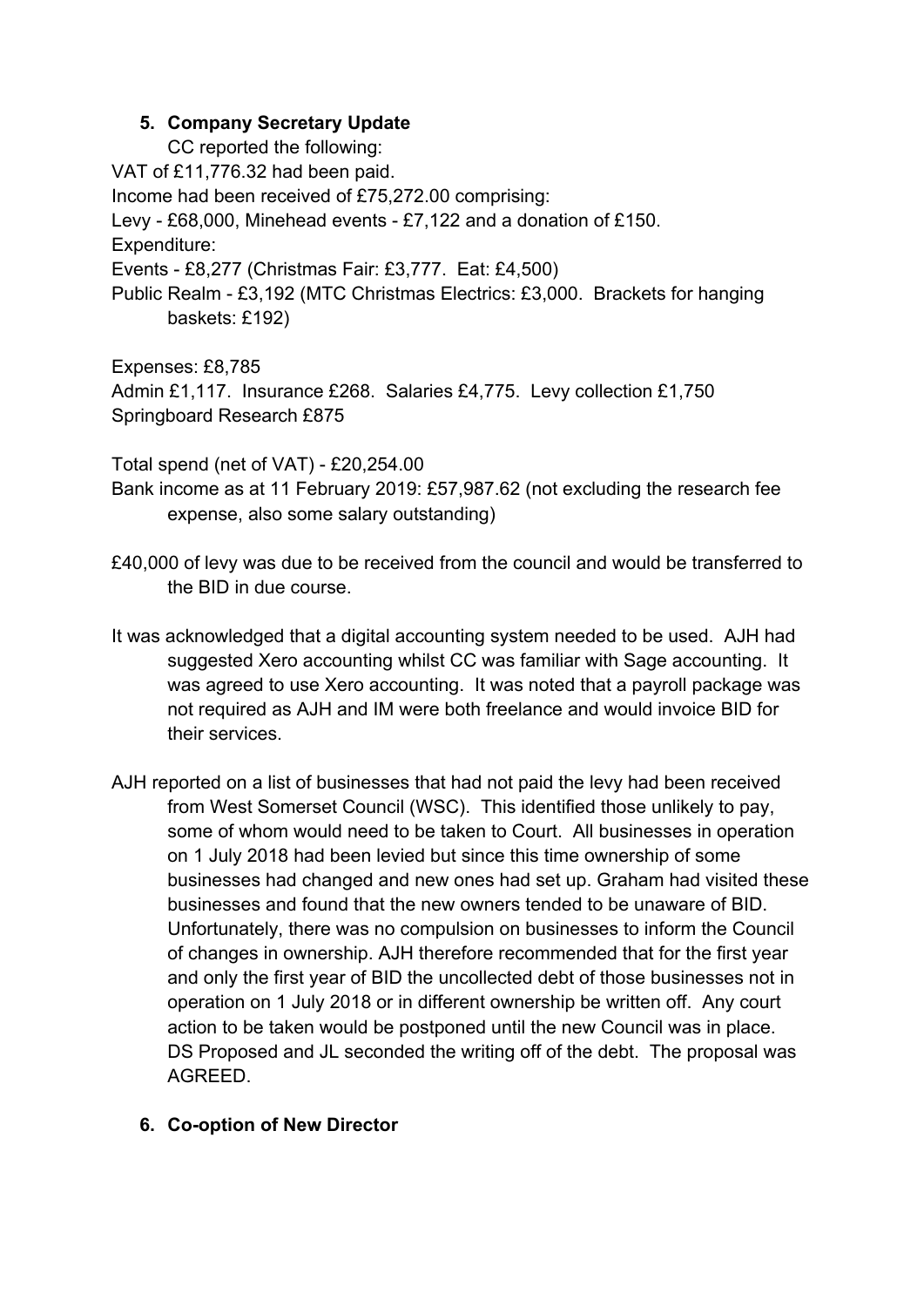5. **Company Secretary Update**

CC reported the following:

VAT of £11,776.32 had been paid.

Income had been received of £75,272.00 comprising:

Levy - £68,000, Minehead events - £7,122 and a donation of £150.

Expenditure:

Events - £8,277 (Christmas Fair: £3,777. Eat: £4,500)

Public Realm - £3,192 (MTC Christmas Electrics: £3,000. Brackets for hanging baskets: £192)

Expenses: £8,785

Admin £1,117. Insurance £268. Salaries £4,775. Levy collection £1,750

Springboard Research £875

Total spend (net of VAT) - £20,254.00

Bank income as at 11 February 2019: £57,987.62 (not excluding the research fee expense, also some salary outstanding)

£40,000 of levy was due to be received from the council and would be transferred to the BID in due course.

It was acknowledged that a digital accounting system needed to be used. AJH had suggested Xero accounting whilst CC was familiar with Sage accounting. It was agreed to use Xero accounting. It was noted that a payroll package was not required as AJH and IM were both freelance and would invoice BID for their services.

AJH reported on a list of businesses that had not paid the levy had been received from West Somerset Council (WSC). This identified those unlikely to pay, some of whom would need to be taken to Court. All businesses in operation on 1 July 2018 had been levied but since this time ownership of some businesses had changed and new ones had set up. Graham had visited these businesses and found that the new owners tended to be unaware of BID. Unfortunately, there was no compulsion on businesses to inform the Council of changes in ownership. AJH therefore recommended that for the first year and only the first year of BID the uncollected debt of those businesses not in operation on 1 July 2018 or in different ownership be written off. Any court action to be taken would be postponed until the new Council was in place. DS Proposed and JL seconded the writing off of the debt. The proposal was AGREED.

6. **Co-option of New Director**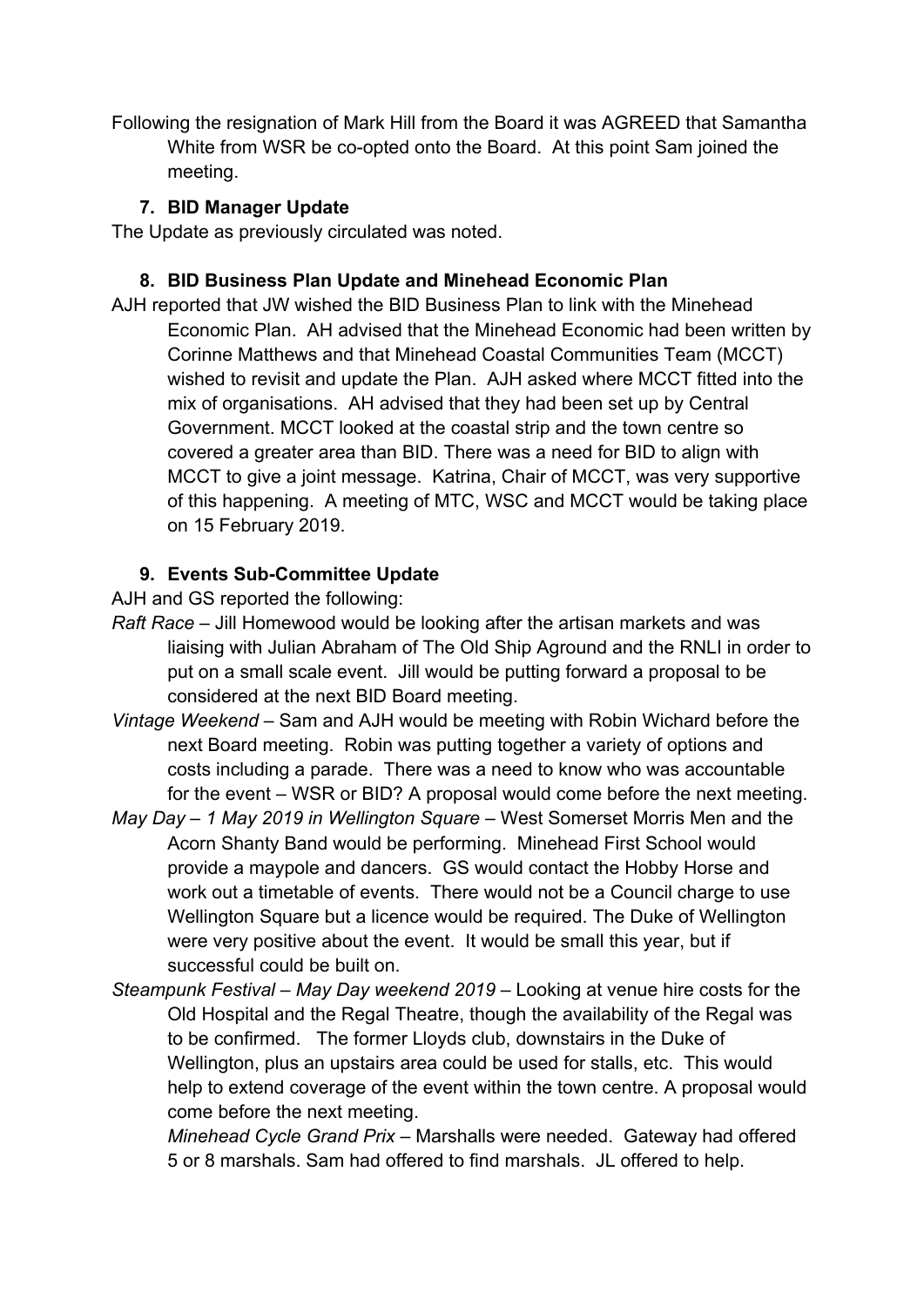Following the resignation of Mark Hill from the Board it was AGREED that Samantha White from WSR be co-opted onto the Board. At this point Sam joined the meeting.

**7. BID Manager Update**

The Update as previously circulated was noted.

**8. BID Business Plan Update and Minehead Economic Plan**

AJH reported that JW wished the BID Business Plan to link with the Minehead Economic Plan. AH advised that the Minehead Economic had been written by Corinne Matthews and that Minehead Coastal Communities Team (MCCT) wished to revisit and update the Plan. AJH asked where MCCT fitted into the mix of organisations. AH advised that they had been set up by Central Government. MCCT looked at the coastal strip and the town centre so covered a greater area than BID. There was a need for BID to align with MCCT to give a joint message. Katrina, Chair of MCCT, was very supportive of this happening. A meeting of MTC, WSC and MCCT would be taking place on 15 February 2019.

**9. Events Sub-Committee Update**

AJH and GS reported the following:

*Raft Race* – Jill Homewood would be looking after the artisan markets and was liaising with Julian Abraham of The Old Ship Aground and the RNLI in order to put on a small scale event. Jill would be putting forward a proposal to be considered at the next BID Board meeting.

*Vintage Weekend* – Sam and AJH would be meeting with Robin Wichard before the next Board meeting. Robin was putting together a variety of options and costs including a parade. There was a need to know who was accountable for the event – WSR or BID? A proposal would come before the next meeting.

*May Day – 1 May 2019 in Wellington Square* – West Somerset Morris Men and the Acorn Shanty Band would be performing. Minehead First School would provide a maypole and dancers. GS would contact the Hobby Horse and work out a timetable of events. There would not be a Council charge to use Wellington Square but a licence would be required. The Duke of Wellington were very positive about the event. It would be small this year, but if successful could be built on.

*Steampunk Festival – May Day weekend 2019* – Looking at venue hire costs for the Old Hospital and the Regal Theatre, though the availability of the Regal was to be confirmed. The former Lloyds club, downstairs in the Duke of Wellington, plus an upstairs area could be used for stalls, etc. This would help to extend coverage of the event within the town centre. A proposal would come before the next meeting.

*Minehead Cycle Grand Prix* – Marshalls were needed. Gateway had offered 5 or 8 marshals. Sam had offered to find marshals. JL offered to help.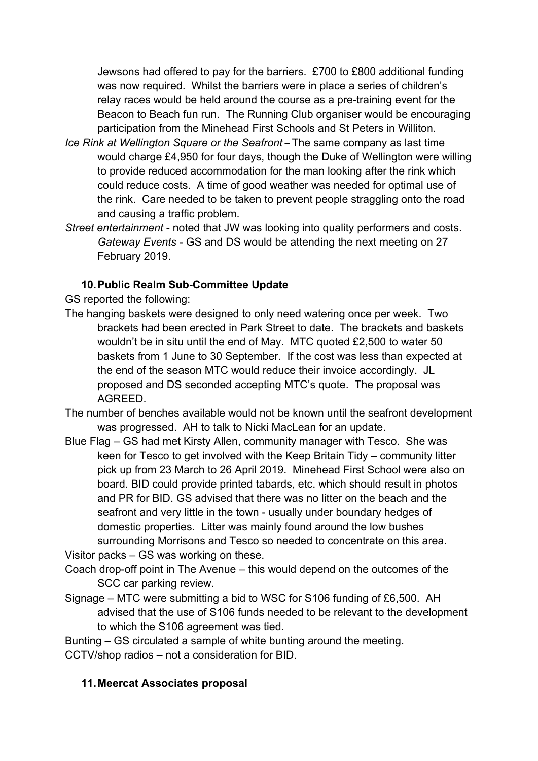Jewsons had offered to pay for the barriers. £700 to £800 additional funding was now required. Whilst the barriers were in place a series of children's relay races would be held around the course as a pre-training event for the Beacon to Beach fun run. The Running Club organiser would be encouraging participation from the Minehead First Schools and St Peters in Williton.

*Ice Rink at Wellington Square or the Seafront* – The same company as last time would charge £4,950 for four days, though the Duke of Wellington were willing to provide reduced accommodation for the man looking after the rink which could reduce costs. A time of good weather was needed for optimal use of the rink. Care needed to be taken to prevent people straggling onto the road and causing a traffic problem.

*Street entertainment* - noted that JW was looking into quality performers and costs.

*Gateway Events* - GS and DS would be attending the next meeting on 27 February 2019.

## 10. Public Realm Sub-Committee Update

GS reported the following:

The hanging baskets were designed to only need watering once per week. Two brackets had been erected in Park Street to date. The brackets and baskets wouldn't be in situ until the end of May. MTC quoted £2,500 to water 50 baskets from 1 June to 30 September. If the cost was less than expected at the end of the season MTC would reduce their invoice accordingly. JL proposed and DS seconded accepting MTC's quote. The proposal was AGREED.

The number of benches available would not be known until the seafront development was progressed. AH to talk to Nicki MacLean for an update.

Blue Flag – GS had met Kirsty Allen, community manager with Tesco. She was keen for Tesco to get involved with the Keep Britain Tidy – community litter pick up from 23 March to 26 April 2019. Minehead First School were also on board. BID could provide printed tabards, etc. which should result in photos and PR for BID. GS advised that there was no litter on the beach and the seafront and very little in the town - usually under boundary hedges of domestic properties. Litter was mainly found around the low bushes surrounding Morrisons and Tesco so needed to concentrate on this area.

Visitor packs – GS was working on these.

Coach drop-off point in The Avenue – this would depend on the outcomes of the SCC car parking review.

Signage – MTC were submitting a bid to WSC for S106 funding of £6,500. AH advised that the use of S106 funds needed to be relevant to the development to which the S106 agreement was tied.

Bunting – GS circulated a sample of white bunting around the meeting.

CCTV/shop radios – not a consideration for BID.

## 11. Meercat Associates proposal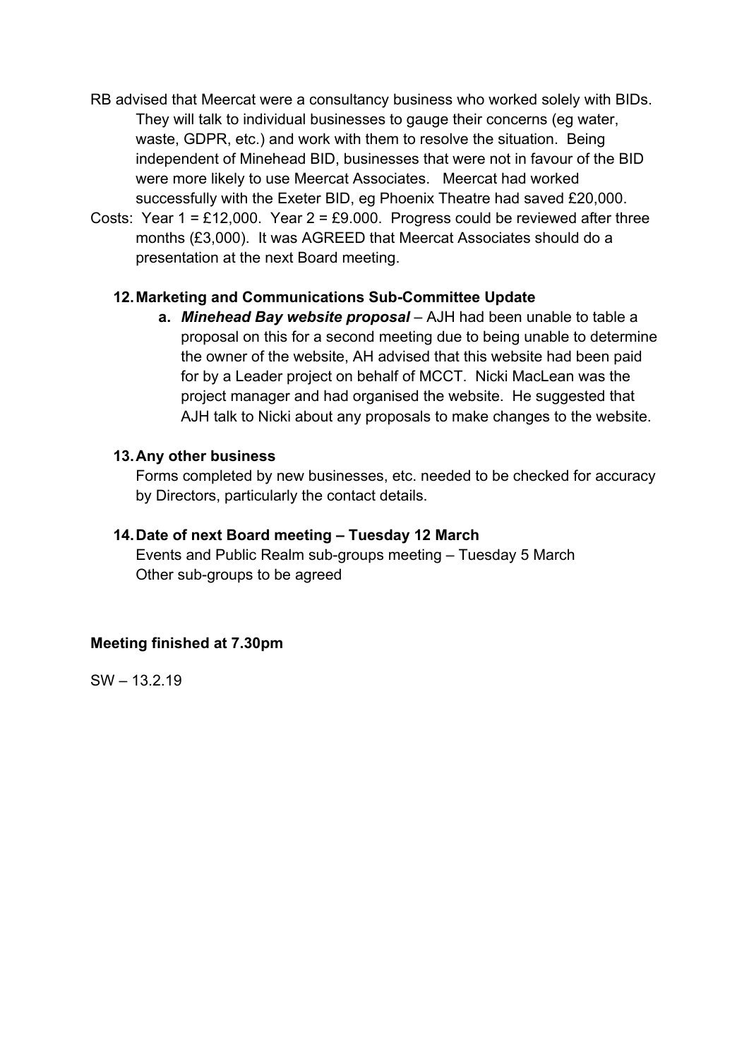RB advised that Meercat were a consultancy business who worked solely with BIDs. They will talk to individual businesses to gauge their concerns (eg water, waste, GDPR, etc.) and work with them to resolve the situation. Being independent of Minehead BID, businesses that were not in favour of the BID were more likely to use Meercat Associates. Meercat had worked successfully with the Exeter BID, eg Phoenix Theatre had saved £20,000.

Costs: Year 1 = £12,000. Year 2 = £9.000. Progress could be reviewed after three months (£3,000). It was AGREED that Meercat Associates should do a presentation at the next Board meeting.

**12. Marketing and Communications Sub-Committee Update**

**a.** ***Minehead Bay website proposal*** – AJH had been unable to table a proposal on this for a second meeting due to being unable to determine the owner of the website, AH advised that this website had been paid for by a Leader project on behalf of MCCT. Nicki MacLean was the project manager and had organised the website. He suggested that AJH talk to Nicki about any proposals to make changes to the website.

**13. Any other business**

Forms completed by new businesses, etc. needed to be checked for accuracy by Directors, particularly the contact details.

**14. Date of next Board meeting – Tuesday 12 March**

Events and Public Realm sub-groups meeting – Tuesday 5 March
Other sub-groups to be agreed

**Meeting finished at 7.30pm**

SW – 13.2.19